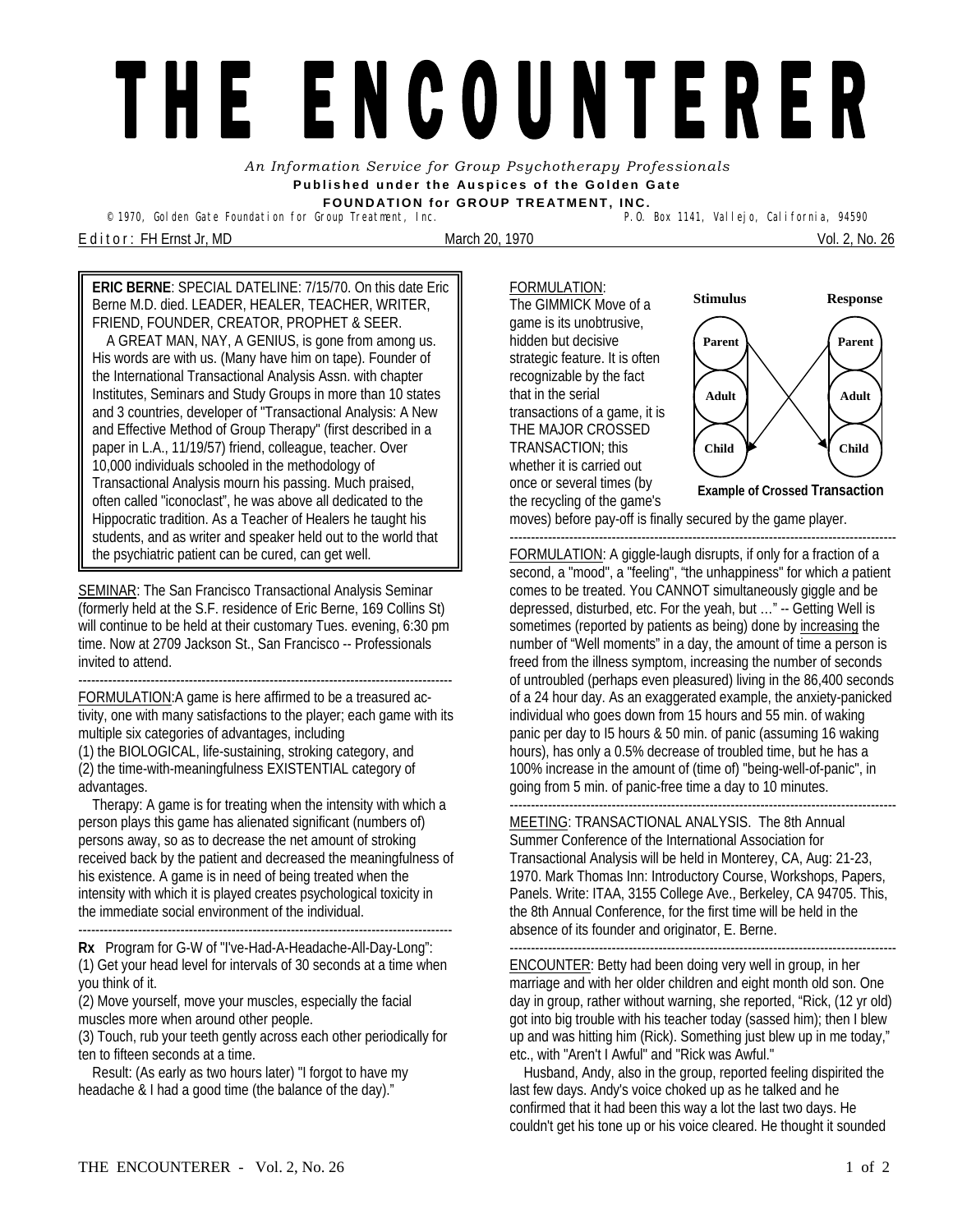# THE ENCOUNTERER

*An Information Service for Group Psychotherapy Professionals*

**Published under the Auspices of the Golden Gate FOUNDATION for GROUP TREATMENT, INC.**

© 1970, Golden Gate Foundation for Group Treatment, Inc. P.O. Box 1141, Vallejo, California, 94590

Editor: FH Ernst Jr, MD — March 20, 1970 — Vol. 2, No. 26

---

**ERIC BERNE**: SPECIAL DATELINE: 7/15/70. On this date Eric Berne M.D. died. LEADER, HEALER, TEACHER, WRITER, FRIEND, FOUNDER, CREATOR, PROPHET & SEER.

A GREAT MAN, NAY, A GENIUS, is gone from among us. His words are with us. (Many have him on tape). Founder of the International Transactional Analysis Assn. with chapter Institutes, Seminars and Study Groups in more than 10 states and 3 countries, developer of "Transactional Analysis: A New and Effective Method of Group Therapy" (first described in a paper in L.A., 11/19/57) friend, colleague, teacher. Over 10,000 individuals schooled in the methodology of Transactional Analysis mourn his passing. Much praised, often called "iconoclast", he was above all dedicated to the Hippocratic tradition. As a Teacher of Healers he taught his students, and as writer and speaker held out to the world that the psychiatric patient can be cured, can get well.

---

SEMINAR: The San Francisco Transactional Analysis Seminar (formerly held at the S.F. residence of Eric Berne, 169 Collins St) will continue to be held at their customary Tues. evening, 6:30 pm time. Now at 2709 Jackson St., San Francisco -- Professionals invited to attend.

---

FORMULATION: A game is here affirmed to be a treasured activity, one with many satisfactions to the player; each game with its multiple six categories of advantages, including
(1) the BIOLOGICAL, life-sustaining, stroking category, and
(2) the time-with-meaningfulness EXISTENTIAL category of advantages.

Therapy: A game is for treating when the intensity with which a person plays this game has alienated significant (numbers of) persons away, so as to decrease the net amount of stroking received back by the patient and decreased the meaningfulness of his existence. A game is in need of being treated when the intensity with which it is played creates psychological toxicity in the immediate social environment of the individual.

---

**Rx** Program for G-W of "I've-Had-A-Headache-All-Day-Long":
(1) Get your head level for intervals of 30 seconds at a time when you think of it.
(2) Move yourself, move your muscles, especially the facial muscles more when around other people.
(3) Touch, rub your teeth gently across each other periodically for ten to fifteen seconds at a time.

Result: (As early as two hours later) "I forgot to have my headache & I had a good time (the balance of the day)."

---

FORMULATION: The GIMMICK Move of a game is its unobtrusive, hidden but decisive strategic feature. It is often recognizable by the fact that in the serial transactions of a game, it is THE MAJOR CROSSED TRANSACTION; this whether it is carried out once or several times (by the recycling of the game's moves) before pay-off is finally secured by the game player.

| Stimulus | Response |
|---|---|
| Parent | Parent |
| Adult | Adult |
| Child | Child |

**Example of Crossed Transaction**

---

FORMULATION: A giggle-laugh disrupts, if only for a fraction of a second, a "mood", a "feeling", "the unhappiness" for which a patient comes to be treated. You CANNOT simultaneously giggle and be depressed, disturbed, etc. For the yeah, but …" -- Getting Well is sometimes (reported by patients as being) done by increasing the number of "Well moments" in a day, the amount of time a person is freed from the illness symptom, increasing the number of seconds of untroubled (perhaps even pleasured) living in the 86,400 seconds of a 24 hour day. As an exaggerated example, the anxiety-panicked individual who goes down from 15 hours and 55 min. of waking panic per day to I5 hours & 50 min. of panic (assuming 16 waking hours), has only a 0.5% decrease of troubled time, but he has a 100% increase in the amount of (time of) "being-well-of-panic", in going from 5 min. of panic-free time a day to 10 minutes.

---

MEETING: TRANSACTIONAL ANALYSIS. The 8th Annual Summer Conference of the International Association for Transactional Analysis will be held in Monterey, CA, Aug: 21-23, 1970. Mark Thomas Inn: Introductory Course, Workshops, Papers, Panels. Write: ITAA, 3155 College Ave., Berkeley, CA 94705. This, the 8th Annual Conference, for the first time will be held in the absence of its founder and originator, E. Berne.

---

ENCOUNTER: Betty had been doing very well in group, in her marriage and with her older children and eight month old son. One day in group, rather without warning, she reported, "Rick, (12 yr old) got into big trouble with his teacher today (sassed him); then I blew up and was hitting him (Rick). Something just blew up in me today," etc., with "Aren't I Awful" and "Rick was Awful."

Husband, Andy, also in the group, reported feeling dispirited the last few days. Andy's voice choked up as he talked and he confirmed that it had been this way a lot the last two days. He couldn't get his tone up or his voice cleared. He thought it sounded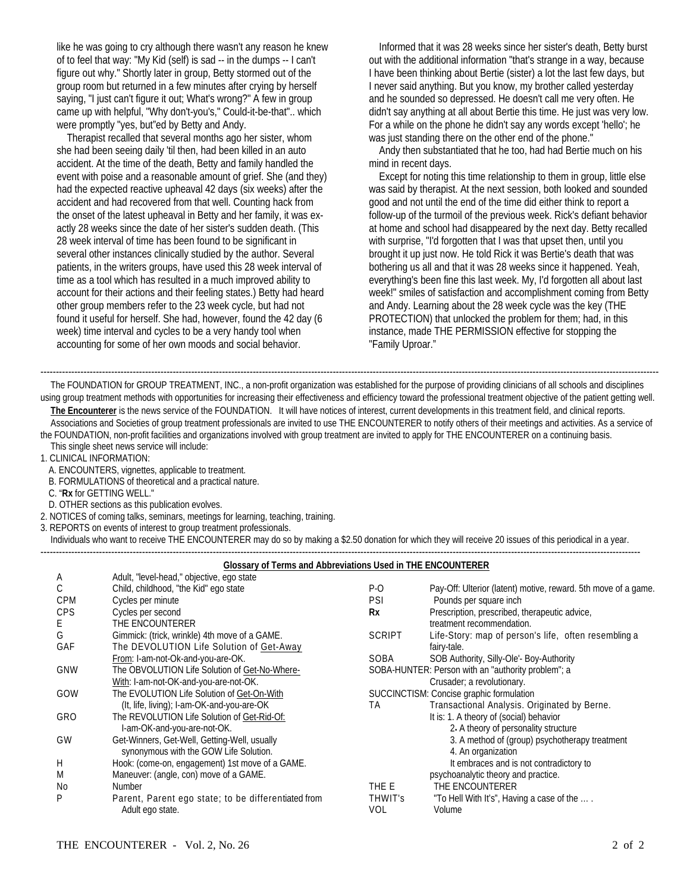like he was going to cry although there wasn't any reason he knew of to feel that way: "My Kid (self) is sad -- in the dumps -- I can't figure out why." Shortly later in group, Betty stormed out of the group room but returned in a few minutes after crying by herself saying, "I just can't figure it out; What's wrong?" A few in group came up with helpful, "Why don't-you's," Could-it-be-that".. which were promptly "yes, but"ed by Betty and Andy.

Therapist recalled that several months ago her sister, whom she had been seeing daily 'til then, had been killed in an auto accident. At the time of the death, Betty and family handled the event with poise and a reasonable amount of grief. She (and they) had the expected reactive upheaval 42 days (six weeks) after the accident and had recovered from that well. Counting hack from the onset of the latest upheaval in Betty and her family, it was exactly 28 weeks since the date of her sister's sudden death. (This 28 week interval of time has been found to be significant in several other instances clinically studied by the author. Several patients, in the writers groups, have used this 28 week interval of time as a tool which has resulted in a much improved ability to account for their actions and their feeling states.) Betty had heard other group members refer to the 23 week cycle, but had not found it useful for herself. She had, however, found the 42 day (6 week) time interval and cycles to be a very handy tool when accounting for some of her own moods and social behavior.

Informed that it was 28 weeks since her sister's death, Betty burst out with the additional information "that's strange in a way, because I have been thinking about Bertie (sister) a lot the last few days, but I never said anything. But you know, my brother called yesterday and he sounded so depressed. He doesn't call me very often. He didn't say anything at all about Bertie this time. He just was very low. For a while on the phone he didn't say any words except 'hello'; he was just standing there on the other end of the phone."

Andy then substantiated that he too, had had Bertie much on his mind in recent days.

Except for noting this time relationship to them in group, little else was said by therapist. At the next session, both looked and sounded good and not until the end of the time did either think to report a follow-up of the turmoil of the previous week. Rick's defiant behavior at home and school had disappeared by the next day. Betty recalled with surprise, "I'd forgotten that I was that upset then, until you brought it up just now. He told Rick it was Bertie's death that was bothering us all and that it was 28 weeks since it happened. Yeah, everything's been fine this last week. My, I'd forgotten all about last week!" smiles of satisfaction and accomplishment coming from Betty and Andy. Learning about the 28 week cycle was the key (THE PROTECTION) that unlocked the problem for them; had, in this instance, made THE PERMISSION effective for stopping the "Family Uproar."

---

The FOUNDATION for GROUP TREATMENT, INC., a non-profit organization was established for the purpose of providing clinicians of all schools and disciplines using group treatment methods with opportunities for increasing their effectiveness and efficiency toward the professional treatment objective of the patient getting well.

**The Encounterer** is the news service of the FOUNDATION. It will have notices of interest, current developments in this treatment field, and clinical reports.

Associations and Societies of group treatment professionals are invited to use THE ENCOUNTERER to notify others of their meetings and activities. As a service of the FOUNDATION, non-profit facilities and organizations involved with group treatment are invited to apply for THE ENCOUNTERER on a continuing basis.

This single sheet news service will include:

1. CLINICAL INFORMATION:
   - A. ENCOUNTERS, vignettes, applicable to treatment.
   - B. FORMULATIONS of theoretical and a practical nature.
   - C. "**Rx** for GETTING WELL."
   - D. OTHER sections as this publication evolves.
2. NOTICES of coming talks, seminars, meetings for learning, teaching, training.
3. REPORTS on events of interest to group treatment professionals.

Individuals who want to receive THE ENCOUNTERER may do so by making a $2.50 donation for which they will receive 20 issues of this periodical in a year.

---

**Glossary of Terms and Abbreviations Used in THE ENCOUNTERER**

| | |
|---|---|
| A | Adult, "level-head," objective, ego state |
| C | Child, childhood, "the Kid" ego state |
| CPM | Cycles per minute |
| CPS | Cycles per second |
| E | THE ENCOUNTERER |
| G | Gimmick: (trick, wrinkle) 4th move of a GAME. |
| GAF | The DEVOLUTION Life Solution of Get-Away From: I-am-not-Ok-and-you-are-OK. |
| GNW | The OBVOLUTION Life Solution of Get-No-Where-With: I-am-not-OK-and-you-are-not-OK. |
| GOW | The EVOLUTION Life Solution of Get-On-With (It, life, living); I-am-OK-and-you-are-OK |
| GRO | The REVOLUTION Life Solution of Get-Rid-Of: I-am-OK-and-you-are-not-OK. |
| GW | Get-Winners, Get-Well, Getting-Well, usually synonymous with the GOW Life Solution. |
| H | Hook: (come-on, engagement) 1st move of a GAME. |
| M | Maneuver: (angle, con) move of a GAME. |
| No | Number |
| P | Parent, Parent ego state; to be differentiated from Adult ego state. |
| P-O | Pay-Off: Ulterior (latent) motive, reward. 5th move of a game. |
| PSI | Pounds per square inch |
| **Rx** | Prescription, prescribed, therapeutic advice, treatment recommendation. |
| SCRIPT | Life-Story: map of person's life, often resembling a fairy-tale. |
| SOBA | SOB Authority, Silly-Ole'- Boy-Authority |
| SOBA-HUNTER | Person with an "authority problem"; a Crusader; a revolutionary. |
| SUCCINCTISM | Concise graphic formulation |
| TA | Transactional Analysis. Originated by Berne. It is: 1. A theory of (social) behavior 2. A theory of personality structure 3. A method of (group) psychotherapy treatment 4. An organization. It embraces and is not contradictory to psychoanalytic theory and practice. |
| THE E | THE ENCOUNTERER |
| THWIT's | "To Hell With It's", Having a case of the … . |
| VOL | Volume |